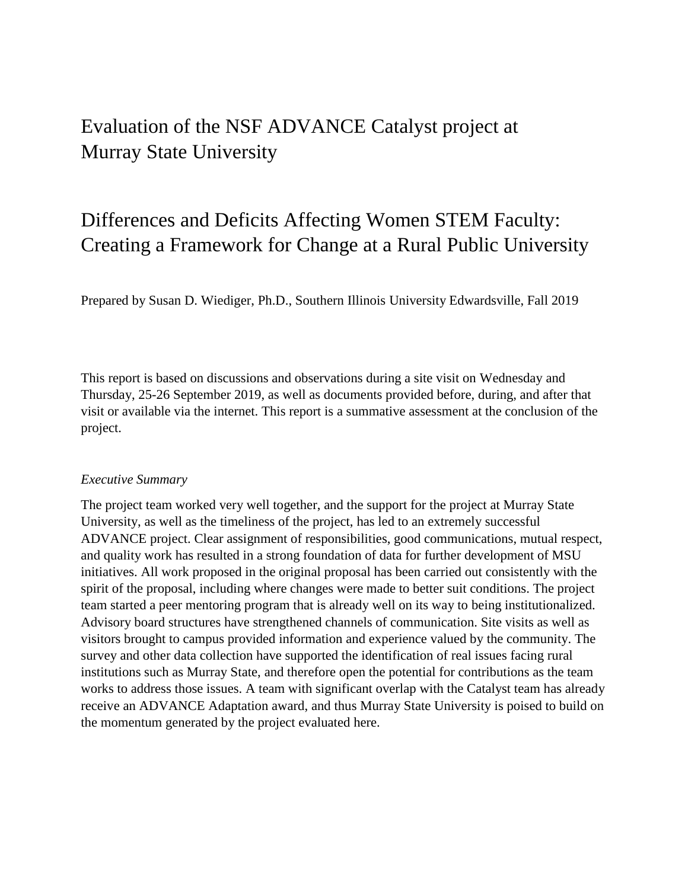# Evaluation of the NSF ADVANCE Catalyst project at Murray State University

# Differences and Deficits Affecting Women STEM Faculty: Creating a Framework for Change at a Rural Public University

Prepared by Susan D. Wiediger, Ph.D., Southern Illinois University Edwardsville, Fall 2019

This report is based on discussions and observations during a site visit on Wednesday and Thursday, 25-26 September 2019, as well as documents provided before, during, and after that visit or available via the internet. This report is a summative assessment at the conclusion of the project.

*Executive Summary*

The project team worked very well together, and the support for the project at Murray State University, as well as the timeliness of the project, has led to an extremely successful ADVANCE project. Clear assignment of responsibilities, good communications, mutual respect, and quality work has resulted in a strong foundation of data for further development of MSU initiatives. All work proposed in the original proposal has been carried out consistently with the spirit of the proposal, including where changes were made to better suit conditions. The project team started a peer mentoring program that is already well on its way to being institutionalized. Advisory board structures have strengthened channels of communication. Site visits as well as visitors brought to campus provided information and experience valued by the community. The survey and other data collection have supported the identification of real issues facing rural institutions such as Murray State, and therefore open the potential for contributions as the team works to address those issues. A team with significant overlap with the Catalyst team has already receive an ADVANCE Adaptation award, and thus Murray State University is poised to build on the momentum generated by the project evaluated here.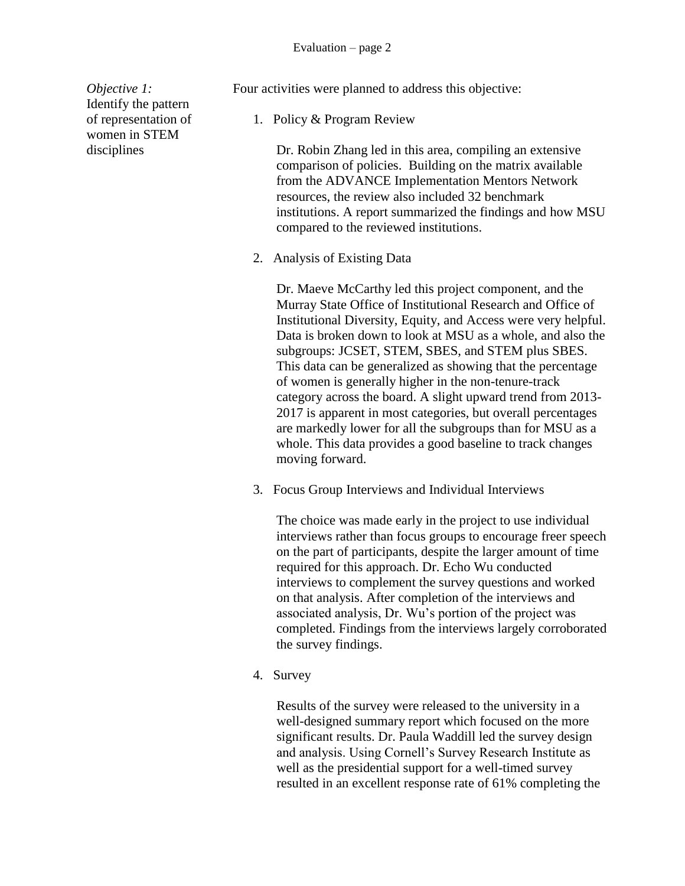*Objective 1:* Identify the pattern of representation of women in STEM disciplines

Four activities were planned to address this objective:

1. Policy & Program Review

   Dr. Robin Zhang led in this area, compiling an extensive comparison of policies. Building on the matrix available from the ADVANCE Implementation Mentors Network resources, the review also included 32 benchmark institutions. A report summarized the findings and how MSU compared to the reviewed institutions.

2. Analysis of Existing Data

   Dr. Maeve McCarthy led this project component, and the Murray State Office of Institutional Research and Office of Institutional Diversity, Equity, and Access were very helpful. Data is broken down to look at MSU as a whole, and also the subgroups: JCSET, STEM, SBES, and STEM plus SBES. This data can be generalized as showing that the percentage of women is generally higher in the non-tenure-track category across the board. A slight upward trend from 2013-2017 is apparent in most categories, but overall percentages are markedly lower for all the subgroups than for MSU as a whole. This data provides a good baseline to track changes moving forward.

3. Focus Group Interviews and Individual Interviews

   The choice was made early in the project to use individual interviews rather than focus groups to encourage freer speech on the part of participants, despite the larger amount of time required for this approach. Dr. Echo Wu conducted interviews to complement the survey questions and worked on that analysis. After completion of the interviews and associated analysis, Dr. Wu's portion of the project was completed. Findings from the interviews largely corroborated the survey findings.

4. Survey

   Results of the survey were released to the university in a well-designed summary report which focused on the more significant results. Dr. Paula Waddill led the survey design and analysis. Using Cornell's Survey Research Institute as well as the presidential support for a well-timed survey resulted in an excellent response rate of 61% completing the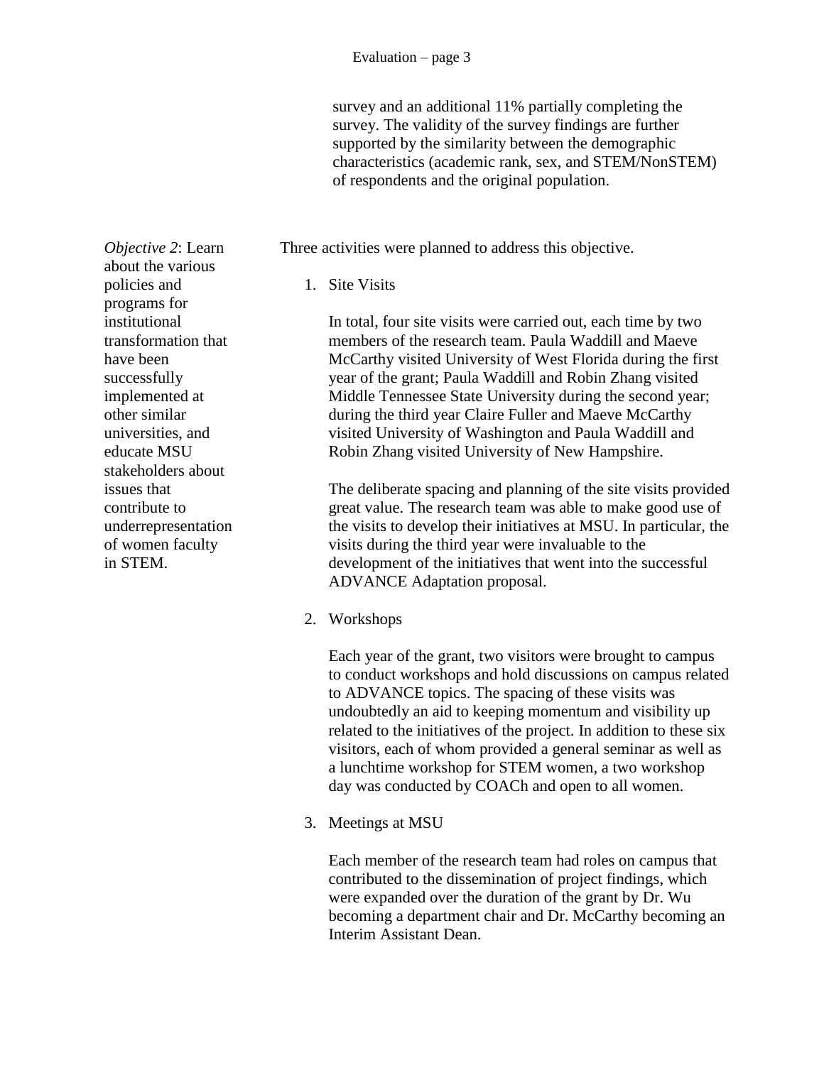survey and an additional 11% partially completing the survey. The validity of the survey findings are further supported by the similarity between the demographic characteristics (academic rank, sex, and STEM/NonSTEM) of respondents and the original population.

*Objective 2*: Learn about the various policies and programs for institutional transformation that have been successfully implemented at other similar universities, and educate MSU stakeholders about issues that contribute to underrepresentation of women faculty in STEM.

Three activities were planned to address this objective.

1. Site Visits

   In total, four site visits were carried out, each time by two members of the research team. Paula Waddill and Maeve McCarthy visited University of West Florida during the first year of the grant; Paula Waddill and Robin Zhang visited Middle Tennessee State University during the second year; during the third year Claire Fuller and Maeve McCarthy visited University of Washington and Paula Waddill and Robin Zhang visited University of New Hampshire.

   The deliberate spacing and planning of the site visits provided great value. The research team was able to make good use of the visits to develop their initiatives at MSU. In particular, the visits during the third year were invaluable to the development of the initiatives that went into the successful ADVANCE Adaptation proposal.

2. Workshops

   Each year of the grant, two visitors were brought to campus to conduct workshops and hold discussions on campus related to ADVANCE topics. The spacing of these visits was undoubtedly an aid to keeping momentum and visibility up related to the initiatives of the project. In addition to these six visitors, each of whom provided a general seminar as well as a lunchtime workshop for STEM women, a two workshop day was conducted by COACh and open to all women.

3. Meetings at MSU

   Each member of the research team had roles on campus that contributed to the dissemination of project findings, which were expanded over the duration of the grant by Dr. Wu becoming a department chair and Dr. McCarthy becoming an Interim Assistant Dean.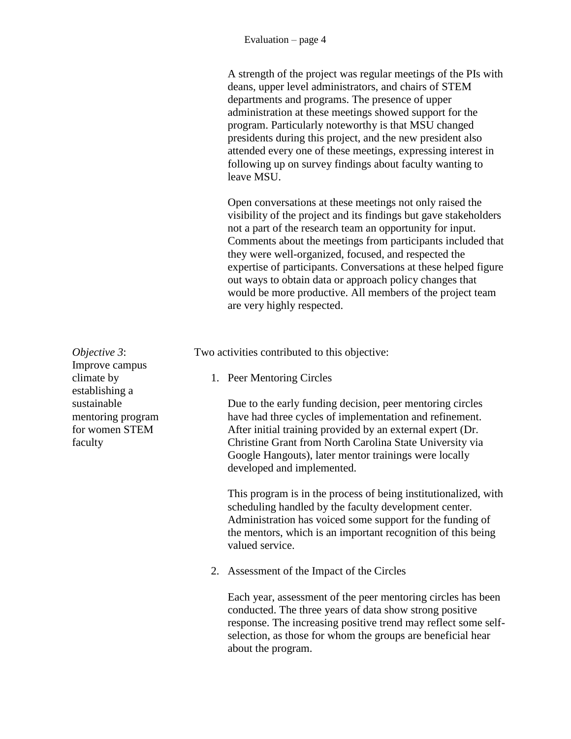A strength of the project was regular meetings of the PIs with deans, upper level administrators, and chairs of STEM departments and programs. The presence of upper administration at these meetings showed support for the program. Particularly noteworthy is that MSU changed presidents during this project, and the new president also attended every one of these meetings, expressing interest in following up on survey findings about faculty wanting to leave MSU.

Open conversations at these meetings not only raised the visibility of the project and its findings but gave stakeholders not a part of the research team an opportunity for input. Comments about the meetings from participants included that they were well-organized, focused, and respected the expertise of participants. Conversations at these helped figure out ways to obtain data or approach policy changes that would be more productive. All members of the project team are very highly respected.

*Objective 3*: Improve campus climate by establishing a sustainable mentoring program for women STEM faculty

Two activities contributed to this objective:

1. Peer Mentoring Circles

   Due to the early funding decision, peer mentoring circles have had three cycles of implementation and refinement. After initial training provided by an external expert (Dr. Christine Grant from North Carolina State University via Google Hangouts), later mentor trainings were locally developed and implemented.

   This program is in the process of being institutionalized, with scheduling handled by the faculty development center. Administration has voiced some support for the funding of the mentors, which is an important recognition of this being valued service.

2. Assessment of the Impact of the Circles

   Each year, assessment of the peer mentoring circles has been conducted. The three years of data show strong positive response. The increasing positive trend may reflect some self-selection, as those for whom the groups are beneficial hear about the program.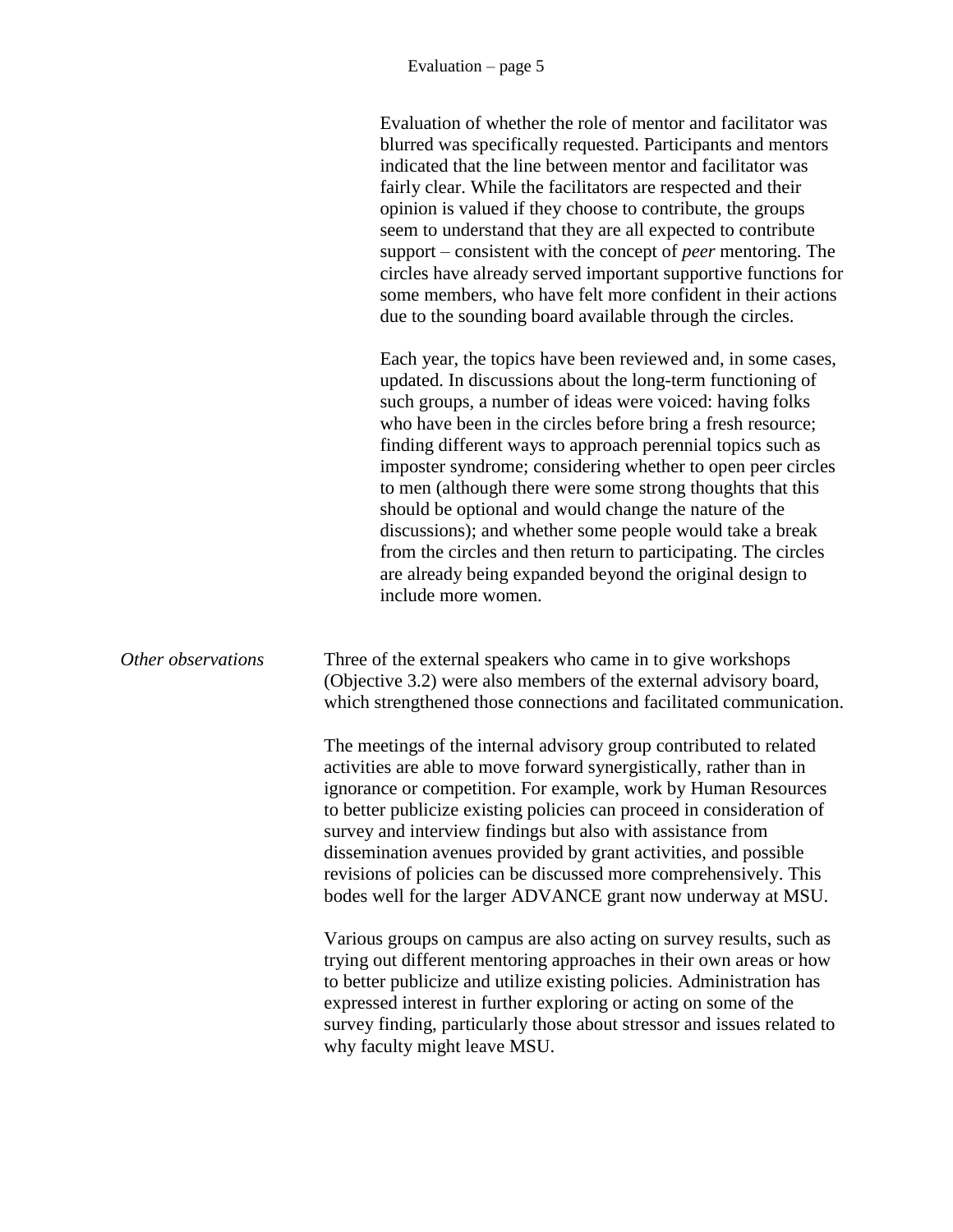Evaluation of whether the role of mentor and facilitator was blurred was specifically requested. Participants and mentors indicated that the line between mentor and facilitator was fairly clear. While the facilitators are respected and their opinion is valued if they choose to contribute, the groups seem to understand that they are all expected to contribute support – consistent with the concept of *peer* mentoring. The circles have already served important supportive functions for some members, who have felt more confident in their actions due to the sounding board available through the circles.

Each year, the topics have been reviewed and, in some cases, updated. In discussions about the long-term functioning of such groups, a number of ideas were voiced: having folks who have been in the circles before bring a fresh resource; finding different ways to approach perennial topics such as imposter syndrome; considering whether to open peer circles to men (although there were some strong thoughts that this should be optional and would change the nature of the discussions); and whether some people would take a break from the circles and then return to participating. The circles are already being expanded beyond the original design to include more women.

*Other observations*

Three of the external speakers who came in to give workshops (Objective 3.2) were also members of the external advisory board, which strengthened those connections and facilitated communication.

The meetings of the internal advisory group contributed to related activities are able to move forward synergistically, rather than in ignorance or competition. For example, work by Human Resources to better publicize existing policies can proceed in consideration of survey and interview findings but also with assistance from dissemination avenues provided by grant activities, and possible revisions of policies can be discussed more comprehensively. This bodes well for the larger ADVANCE grant now underway at MSU.

Various groups on campus are also acting on survey results, such as trying out different mentoring approaches in their own areas or how to better publicize and utilize existing policies. Administration has expressed interest in further exploring or acting on some of the survey finding, particularly those about stressor and issues related to why faculty might leave MSU.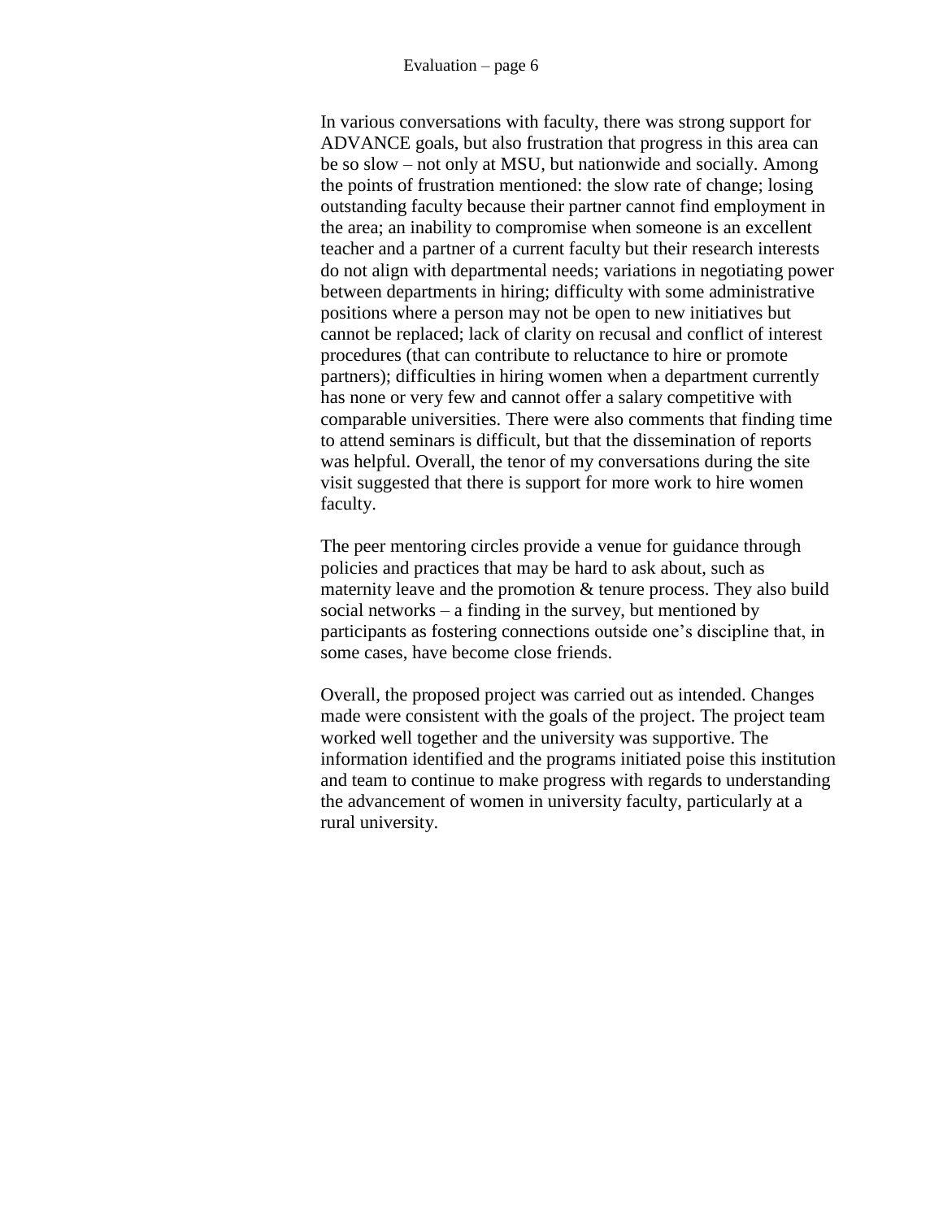In various conversations with faculty, there was strong support for ADVANCE goals, but also frustration that progress in this area can be so slow – not only at MSU, but nationwide and socially. Among the points of frustration mentioned: the slow rate of change; losing outstanding faculty because their partner cannot find employment in the area; an inability to compromise when someone is an excellent teacher and a partner of a current faculty but their research interests do not align with departmental needs; variations in negotiating power between departments in hiring; difficulty with some administrative positions where a person may not be open to new initiatives but cannot be replaced; lack of clarity on recusal and conflict of interest procedures (that can contribute to reluctance to hire or promote partners); difficulties in hiring women when a department currently has none or very few and cannot offer a salary competitive with comparable universities. There were also comments that finding time to attend seminars is difficult, but that the dissemination of reports was helpful. Overall, the tenor of my conversations during the site visit suggested that there is support for more work to hire women faculty.

The peer mentoring circles provide a venue for guidance through policies and practices that may be hard to ask about, such as maternity leave and the promotion & tenure process. They also build social networks – a finding in the survey, but mentioned by participants as fostering connections outside one's discipline that, in some cases, have become close friends.

Overall, the proposed project was carried out as intended. Changes made were consistent with the goals of the project. The project team worked well together and the university was supportive. The information identified and the programs initiated poise this institution and team to continue to make progress with regards to understanding the advancement of women in university faculty, particularly at a rural university.